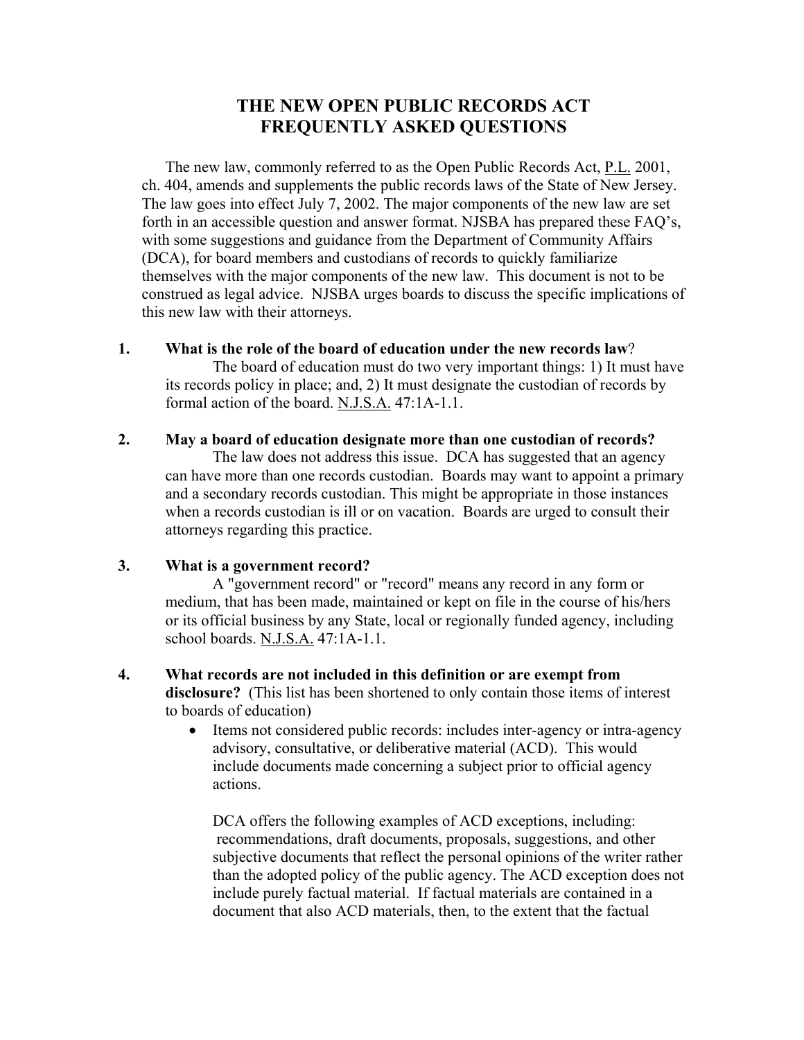# THE NEW OPEN PUBLIC RECORDS ACT
# FREQUENTLY ASKED QUESTIONS

The new law, commonly referred to as the Open Public Records Act, P.L. 2001, ch. 404, amends and supplements the public records laws of the State of New Jersey. The law goes into effect July 7, 2002. The major components of the new law are set forth in an accessible question and answer format. NJSBA has prepared these FAQ's, with some suggestions and guidance from the Department of Community Affairs (DCA), for board members and custodians of records to quickly familiarize themselves with the major components of the new law. This document is not to be construed as legal advice. NJSBA urges boards to discuss the specific implications of this new law with their attorneys.

**1. What is the role of the board of education under the new records law?**

The board of education must do two very important things: 1) It must have its records policy in place; and, 2) It must designate the custodian of records by formal action of the board. N.J.S.A. 47:1A-1.1.

**2. May a board of education designate more than one custodian of records?**

The law does not address this issue. DCA has suggested that an agency can have more than one records custodian. Boards may want to appoint a primary and a secondary records custodian. This might be appropriate in those instances when a records custodian is ill or on vacation. Boards are urged to consult their attorneys regarding this practice.

**3. What is a government record?**

A "government record" or "record" means any record in any form or medium, that has been made, maintained or kept on file in the course of his/hers or its official business by any State, local or regionally funded agency, including school boards. N.J.S.A. 47:1A-1.1.

**4. What records are not included in this definition or are exempt from disclosure?** (This list has been shortened to only contain those items of interest to boards of education)

- Items not considered public records: includes inter-agency or intra-agency advisory, consultative, or deliberative material (ACD). This would include documents made concerning a subject prior to official agency actions.

  DCA offers the following examples of ACD exceptions, including: recommendations, draft documents, proposals, suggestions, and other subjective documents that reflect the personal opinions of the writer rather than the adopted policy of the public agency. The ACD exception does not include purely factual material. If factual materials are contained in a document that also ACD materials, then, to the extent that the factual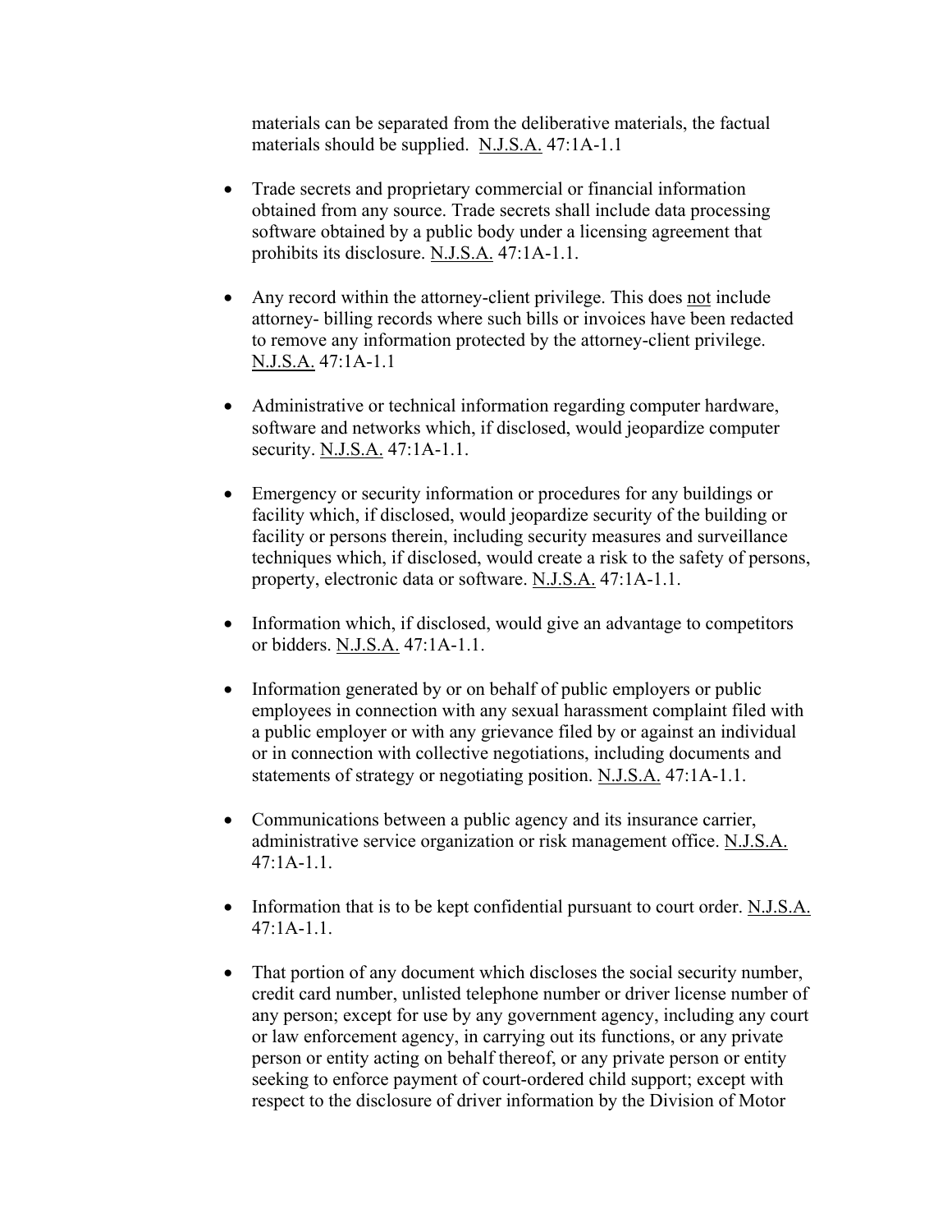materials can be separated from the deliberative materials, the factual materials should be supplied. N.J.S.A. 47:1A-1.1

- Trade secrets and proprietary commercial or financial information obtained from any source. Trade secrets shall include data processing software obtained by a public body under a licensing agreement that prohibits its disclosure. N.J.S.A. 47:1A-1.1.

- Any record within the attorney-client privilege. This does not include attorney- billing records where such bills or invoices have been redacted to remove any information protected by the attorney-client privilege. N.J.S.A. 47:1A-1.1

- Administrative or technical information regarding computer hardware, software and networks which, if disclosed, would jeopardize computer security. N.J.S.A. 47:1A-1.1.

- Emergency or security information or procedures for any buildings or facility which, if disclosed, would jeopardize security of the building or facility or persons therein, including security measures and surveillance techniques which, if disclosed, would create a risk to the safety of persons, property, electronic data or software. N.J.S.A. 47:1A-1.1.

- Information which, if disclosed, would give an advantage to competitors or bidders. N.J.S.A. 47:1A-1.1.

- Information generated by or on behalf of public employers or public employees in connection with any sexual harassment complaint filed with a public employer or with any grievance filed by or against an individual or in connection with collective negotiations, including documents and statements of strategy or negotiating position. N.J.S.A. 47:1A-1.1.

- Communications between a public agency and its insurance carrier, administrative service organization or risk management office. N.J.S.A. 47:1A-1.1.

- Information that is to be kept confidential pursuant to court order. N.J.S.A. 47:1A-1.1.

- That portion of any document which discloses the social security number, credit card number, unlisted telephone number or driver license number of any person; except for use by any government agency, including any court or law enforcement agency, in carrying out its functions, or any private person or entity acting on behalf thereof, or any private person or entity seeking to enforce payment of court-ordered child support; except with respect to the disclosure of driver information by the Division of Motor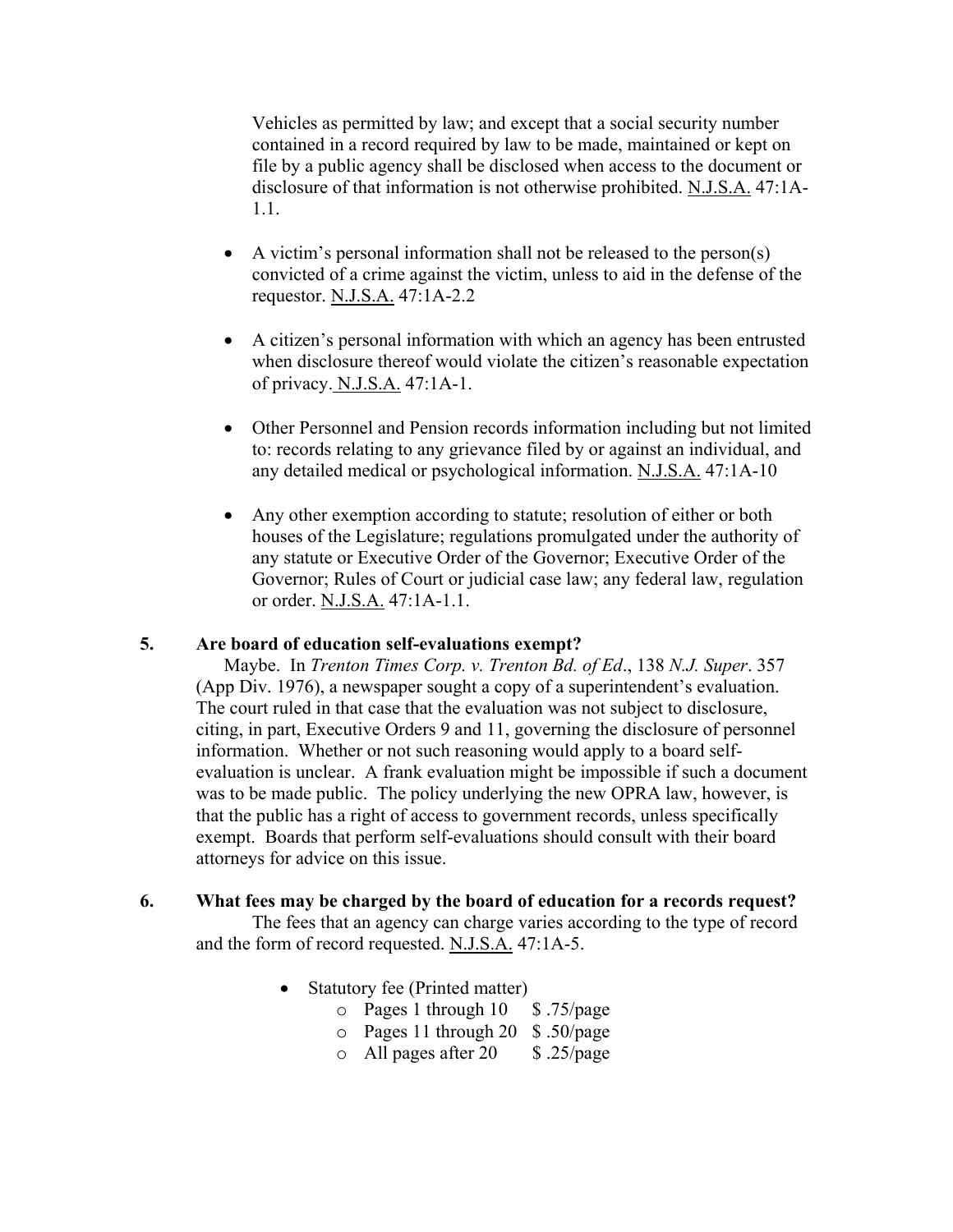Vehicles as permitted by law; and except that a social security number contained in a record required by law to be made, maintained or kept on file by a public agency shall be disclosed when access to the document or disclosure of that information is not otherwise prohibited. N.J.S.A. 47:1A-1.1.

- A victim's personal information shall not be released to the person(s) convicted of a crime against the victim, unless to aid in the defense of the requestor. N.J.S.A. 47:1A-2.2

- A citizen's personal information with which an agency has been entrusted when disclosure thereof would violate the citizen's reasonable expectation of privacy. N.J.S.A. 47:1A-1.

- Other Personnel and Pension records information including but not limited to: records relating to any grievance filed by or against an individual, and any detailed medical or psychological information. N.J.S.A. 47:1A-10

- Any other exemption according to statute; resolution of either or both houses of the Legislature; regulations promulgated under the authority of any statute or Executive Order of the Governor; Executive Order of the Governor; Rules of Court or judicial case law; any federal law, regulation or order. N.J.S.A. 47:1A-1.1.

**5. Are board of education self-evaluations exempt?**

Maybe. In *Trenton Times Corp. v. Trenton Bd. of Ed*., 138 *N.J. Super*. 357 (App Div. 1976), a newspaper sought a copy of a superintendent's evaluation. The court ruled in that case that the evaluation was not subject to disclosure, citing, in part, Executive Orders 9 and 11, governing the disclosure of personnel information. Whether or not such reasoning would apply to a board self-evaluation is unclear. A frank evaluation might be impossible if such a document was to be made public. The policy underlying the new OPRA law, however, is that the public has a right of access to government records, unless specifically exempt. Boards that perform self-evaluations should consult with their board attorneys for advice on this issue.

**6. What fees may be charged by the board of education for a records request?**

The fees that an agency can charge varies according to the type of record and the form of record requested. N.J.S.A. 47:1A-5.

- Statutory fee (Printed matter)
  - Pages 1 through 10 $ .75/page
  - Pages 11 through 20 $ .50/page
  - All pages after 20 $ .25/page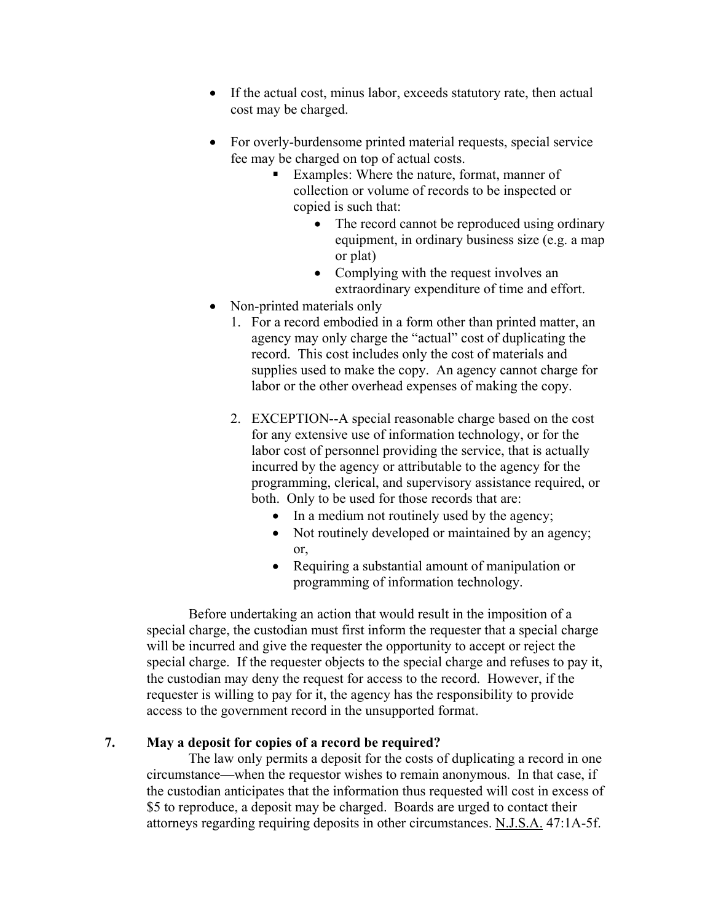- If the actual cost, minus labor, exceeds statutory rate, then actual cost may be charged.

- For overly-burdensome printed material requests, special service fee may be charged on top of actual costs.
  - Examples: Where the nature, format, manner of collection or volume of records to be inspected or copied is such that:
    - The record cannot be reproduced using ordinary equipment, in ordinary business size (e.g. a map or plat)
    - Complying with the request involves an extraordinary expenditure of time and effort.
- Non-printed materials only
  1. For a record embodied in a form other than printed matter, an agency may only charge the "actual" cost of duplicating the record. This cost includes only the cost of materials and supplies used to make the copy. An agency cannot charge for labor or the other overhead expenses of making the copy.

  2. EXCEPTION--A special reasonable charge based on the cost for any extensive use of information technology, or for the labor cost of personnel providing the service, that is actually incurred by the agency or attributable to the agency for the programming, clerical, and supervisory assistance required, or both. Only to be used for those records that are:
     - In a medium not routinely used by the agency;
     - Not routinely developed or maintained by an agency; or,
     - Requiring a substantial amount of manipulation or programming of information technology.

Before undertaking an action that would result in the imposition of a special charge, the custodian must first inform the requester that a special charge will be incurred and give the requester the opportunity to accept or reject the special charge. If the requester objects to the special charge and refuses to pay it, the custodian may deny the request for access to the record. However, if the requester is willing to pay for it, the agency has the responsibility to provide access to the government record in the unsupported format.

**7. May a deposit for copies of a record be required?**

The law only permits a deposit for the costs of duplicating a record in one circumstance—when the requestor wishes to remain anonymous. In that case, if the custodian anticipates that the information thus requested will cost in excess of $5 to reproduce, a deposit may be charged. Boards are urged to contact their attorneys regarding requiring deposits in other circumstances. N.J.S.A. 47:1A-5f.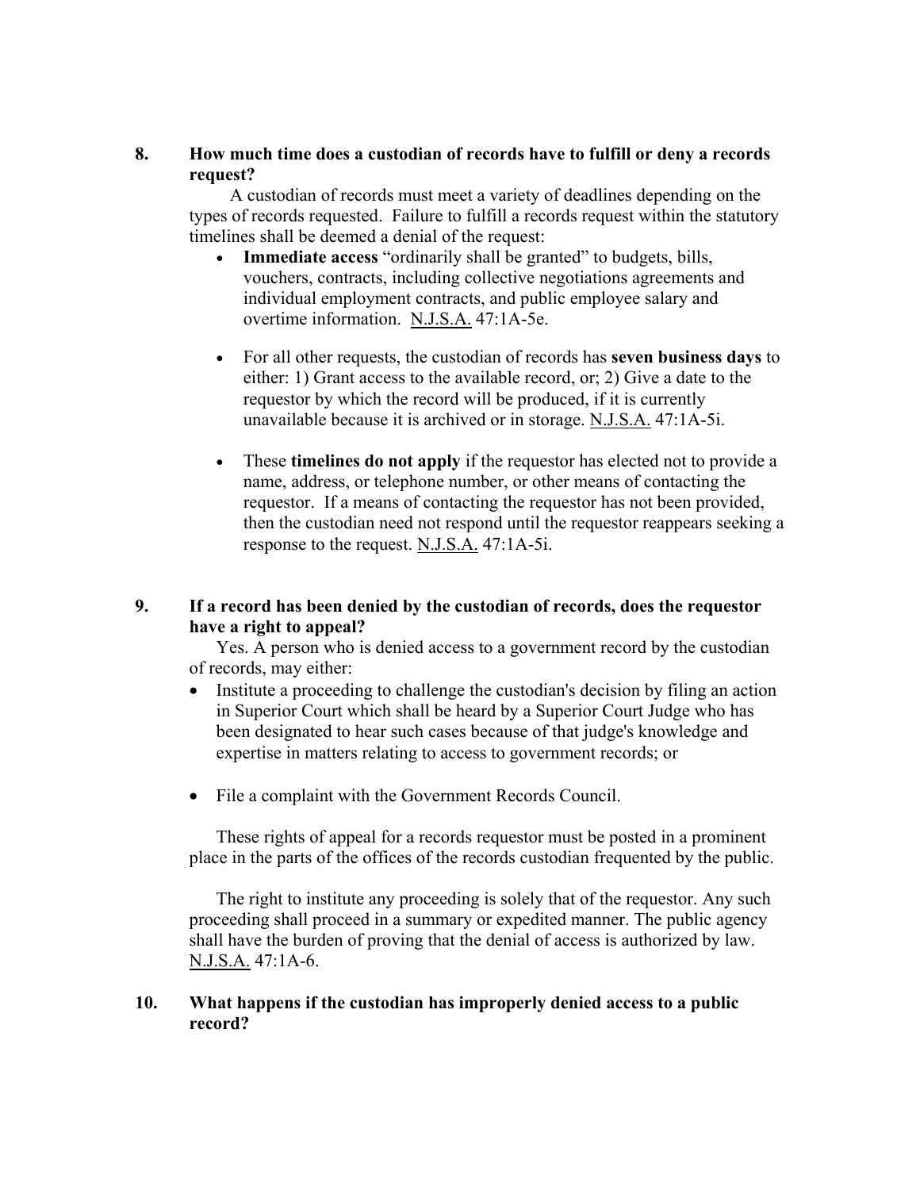**8. How much time does a custodian of records have to fulfill or deny a records request?**

A custodian of records must meet a variety of deadlines depending on the types of records requested. Failure to fulfill a records request within the statutory timelines shall be deemed a denial of the request:

- **Immediate access** "ordinarily shall be granted" to budgets, bills, vouchers, contracts, including collective negotiations agreements and individual employment contracts, and public employee salary and overtime information. N.J.S.A. 47:1A-5e.

- For all other requests, the custodian of records has **seven business days** to either: 1) Grant access to the available record, or; 2) Give a date to the requestor by which the record will be produced, if it is currently unavailable because it is archived or in storage. N.J.S.A. 47:1A-5i.

- These **timelines do not apply** if the requestor has elected not to provide a name, address, or telephone number, or other means of contacting the requestor. If a means of contacting the requestor has not been provided, then the custodian need not respond until the requestor reappears seeking a response to the request. N.J.S.A. 47:1A-5i.

**9. If a record has been denied by the custodian of records, does the requestor have a right to appeal?**

Yes. A person who is denied access to a government record by the custodian of records, may either:

- Institute a proceeding to challenge the custodian's decision by filing an action in Superior Court which shall be heard by a Superior Court Judge who has been designated to hear such cases because of that judge's knowledge and expertise in matters relating to access to government records; or

- File a complaint with the Government Records Council.

These rights of appeal for a records requestor must be posted in a prominent place in the parts of the offices of the records custodian frequented by the public.

The right to institute any proceeding is solely that of the requestor. Any such proceeding shall proceed in a summary or expedited manner. The public agency shall have the burden of proving that the denial of access is authorized by law. N.J.S.A. 47:1A-6.

**10. What happens if the custodian has improperly denied access to a public record?**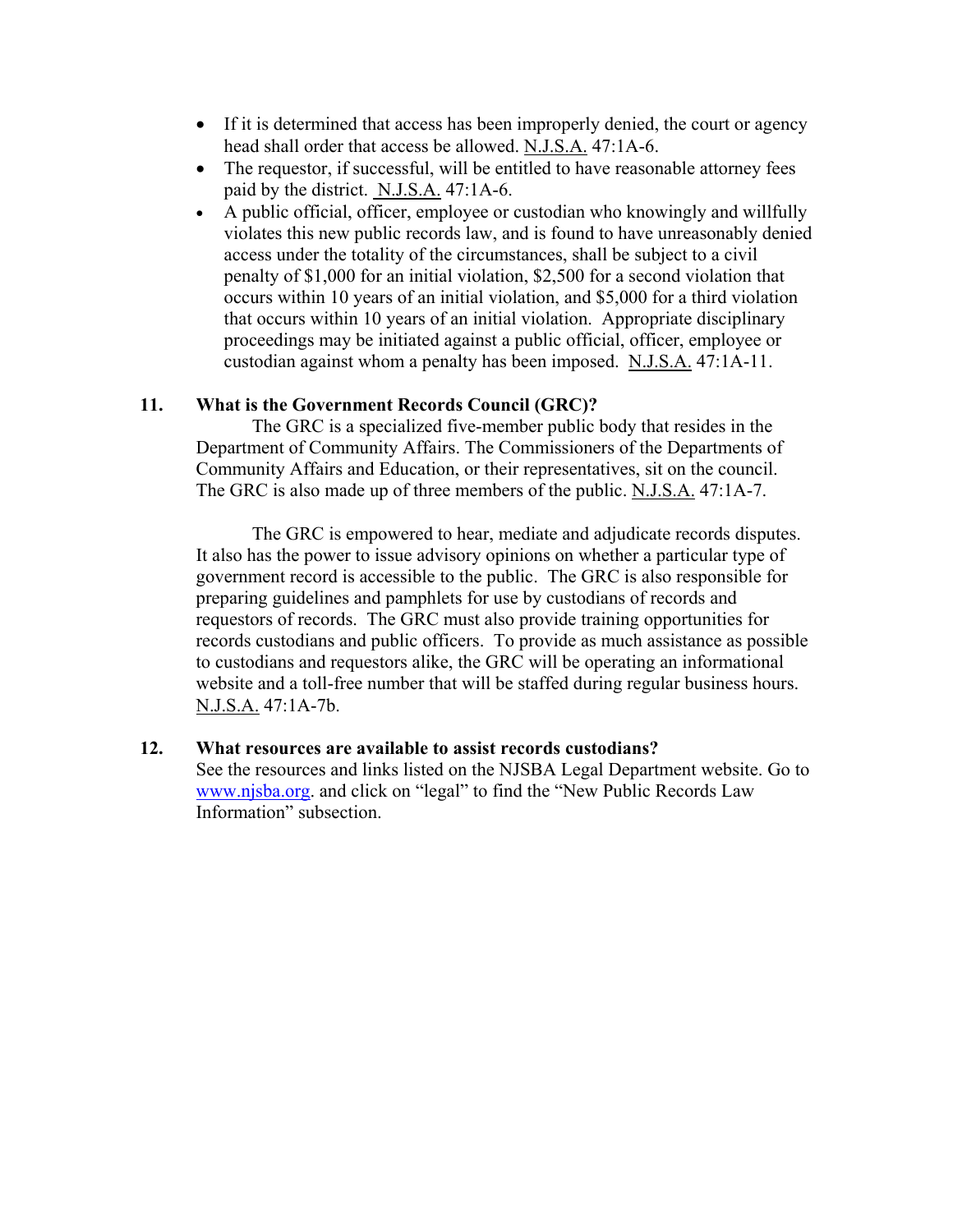- If it is determined that access has been improperly denied, the court or agency head shall order that access be allowed. N.J.S.A. 47:1A-6.
- The requestor, if successful, will be entitled to have reasonable attorney fees paid by the district. N.J.S.A. 47:1A-6.
- A public official, officer, employee or custodian who knowingly and willfully violates this new public records law, and is found to have unreasonably denied access under the totality of the circumstances, shall be subject to a civil penalty of $1,000 for an initial violation, $2,500 for a second violation that occurs within 10 years of an initial violation, and $5,000 for a third violation that occurs within 10 years of an initial violation. Appropriate disciplinary proceedings may be initiated against a public official, officer, employee or custodian against whom a penalty has been imposed. N.J.S.A. 47:1A-11.

**11. What is the Government Records Council (GRC)?**

The GRC is a specialized five-member public body that resides in the Department of Community Affairs. The Commissioners of the Departments of Community Affairs and Education, or their representatives, sit on the council. The GRC is also made up of three members of the public. N.J.S.A. 47:1A-7.

The GRC is empowered to hear, mediate and adjudicate records disputes. It also has the power to issue advisory opinions on whether a particular type of government record is accessible to the public. The GRC is also responsible for preparing guidelines and pamphlets for use by custodians of records and requestors of records. The GRC must also provide training opportunities for records custodians and public officers. To provide as much assistance as possible to custodians and requestors alike, the GRC will be operating an informational website and a toll-free number that will be staffed during regular business hours. N.J.S.A. 47:1A-7b.

**12. What resources are available to assist records custodians?**

See the resources and links listed on the NJSBA Legal Department website. Go to www.njsba.org. and click on "legal" to find the "New Public Records Law Information" subsection.